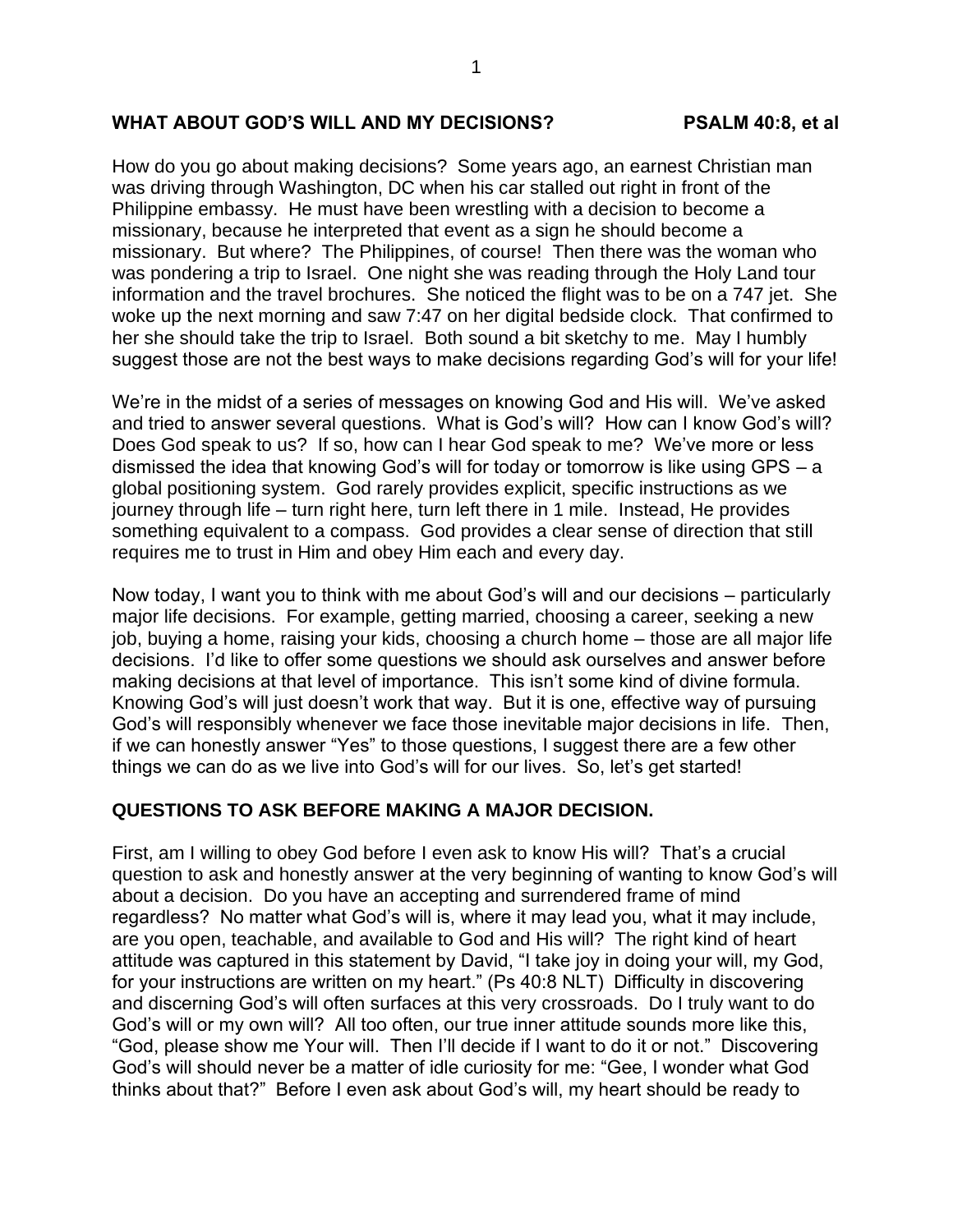## WHAT ABOUT GOD'S WILL AND MY DECISIONS? PSALM 40:8, et al

How do you go about making decisions? Some years ago, an earnest Christian man was driving through Washington, DC when his car stalled out right in front of the Philippine embassy. He must have been wrestling with a decision to become a missionary, because he interpreted that event as a sign he should become a missionary. But where? The Philippines, of course! Then there was the woman who was pondering a trip to Israel. One night she was reading through the Holy Land tour information and the travel brochures. She noticed the flight was to be on a 747 jet. She woke up the next morning and saw 7:47 on her digital bedside clock. That confirmed to her she should take the trip to Israel. Both sound a bit sketchy to me. May I humbly suggest those are not the best ways to make decisions regarding God's will for your life!

We're in the midst of a series of messages on knowing God and His will. We've asked and tried to answer several questions. What is God's will? How can I know God's will? Does God speak to us? If so, how can I hear God speak to me? We've more or less dismissed the idea that knowing God's will for today or tomorrow is like using GPS – a global positioning system. God rarely provides explicit, specific instructions as we journey through life – turn right here, turn left there in 1 mile. Instead, He provides something equivalent to a compass. God provides a clear sense of direction that still requires me to trust in Him and obey Him each and every day.

Now today, I want you to think with me about God's will and our decisions – particularly major life decisions. For example, getting married, choosing a career, seeking a new job, buying a home, raising your kids, choosing a church home – those are all major life decisions. I'd like to offer some questions we should ask ourselves and answer before making decisions at that level of importance. This isn't some kind of divine formula. Knowing God's will just doesn't work that way. But it is one, effective way of pursuing God's will responsibly whenever we face those inevitable major decisions in life. Then, if we can honestly answer "Yes" to those questions, I suggest there are a few other things we can do as we live into God's will for our lives. So, let's get started!

### QUESTIONS TO ASK BEFORE MAKING A MAJOR DECISION.

First, am I willing to obey God before I even ask to know His will? That's a crucial question to ask and honestly answer at the very beginning of wanting to know God's will about a decision. Do you have an accepting and surrendered frame of mind regardless? No matter what God's will is, where it may lead you, what it may include, are you open, teachable, and available to God and His will? The right kind of heart attitude was captured in this statement by David, "I take joy in doing your will, my God, for your instructions are written on my heart." (Ps 40:8 NLT) Difficulty in discovering and discerning God's will often surfaces at this very crossroads. Do I truly want to do God's will or my own will? All too often, our true inner attitude sounds more like this, "God, please show me Your will. Then I'll decide if I want to do it or not." Discovering God's will should never be a matter of idle curiosity for me: "Gee, I wonder what God thinks about that?" Before I even ask about God's will, my heart should be ready to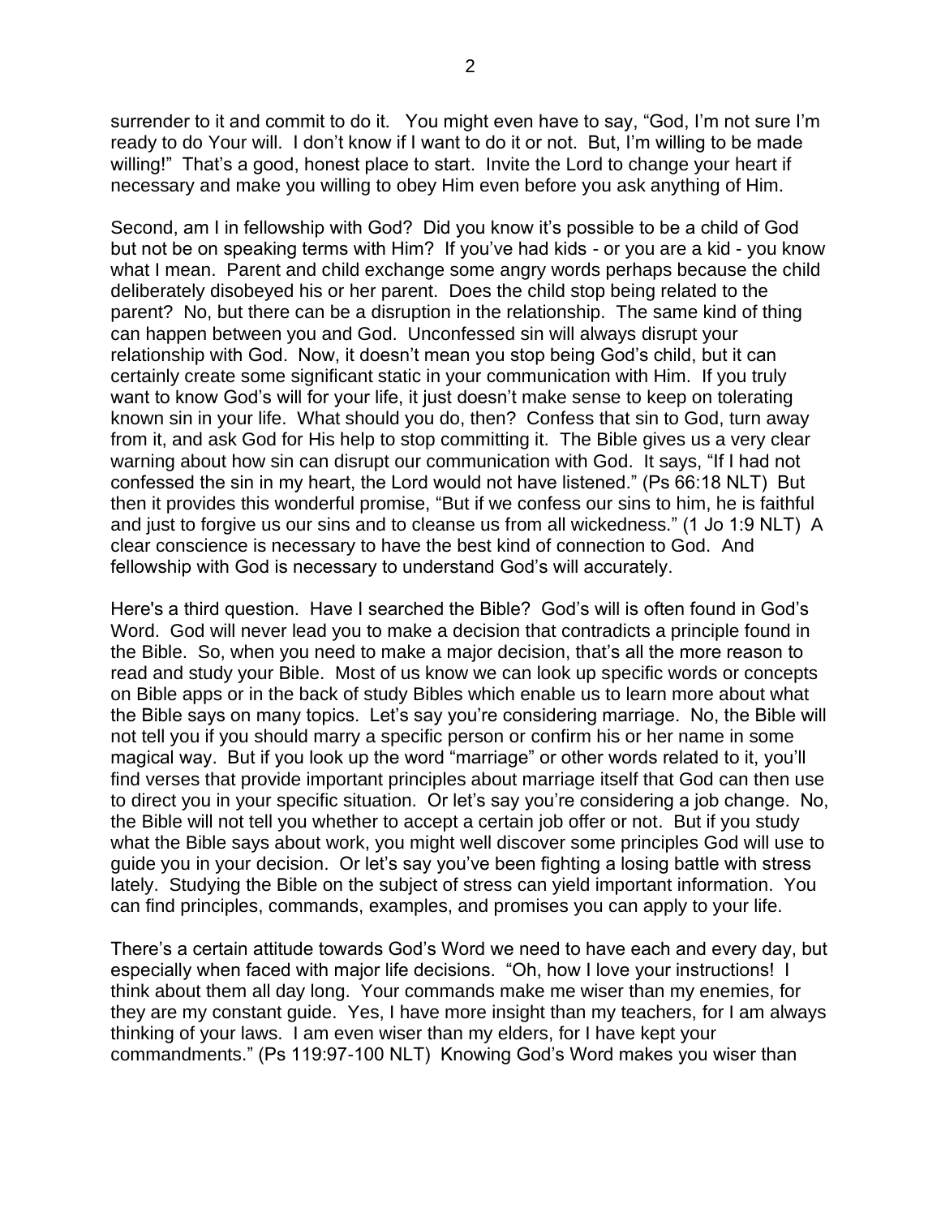surrender to it and commit to do it. You might even have to say, "God, I'm not sure I'm ready to do Your will. I don't know if I want to do it or not. But, I'm willing to be made willing!" That's a good, honest place to start. Invite the Lord to change your heart if necessary and make you willing to obey Him even before you ask anything of Him.

Second, am I in fellowship with God? Did you know it's possible to be a child of God but not be on speaking terms with Him? If you've had kids - or you are a kid - you know what I mean. Parent and child exchange some angry words perhaps because the child deliberately disobeyed his or her parent. Does the child stop being related to the parent? No, but there can be a disruption in the relationship. The same kind of thing can happen between you and God. Unconfessed sin will always disrupt your relationship with God. Now, it doesn't mean you stop being God's child, but it can certainly create some significant static in your communication with Him. If you truly want to know God's will for your life, it just doesn't make sense to keep on tolerating known sin in your life. What should you do, then? Confess that sin to God, turn away from it, and ask God for His help to stop committing it. The Bible gives us a very clear warning about how sin can disrupt our communication with God. It says, "If I had not confessed the sin in my heart, the Lord would not have listened." (Ps 66:18 NLT) But then it provides this wonderful promise, "But if we confess our sins to him, he is faithful and just to forgive us our sins and to cleanse us from all wickedness." (1 Jo 1:9 NLT) A clear conscience is necessary to have the best kind of connection to God. And fellowship with God is necessary to understand God's will accurately.

Here's a third question. Have I searched the Bible? God's will is often found in God's Word. God will never lead you to make a decision that contradicts a principle found in the Bible. So, when you need to make a major decision, that's all the more reason to read and study your Bible. Most of us know we can look up specific words or concepts on Bible apps or in the back of study Bibles which enable us to learn more about what the Bible says on many topics. Let's say you're considering marriage. No, the Bible will not tell you if you should marry a specific person or confirm his or her name in some magical way. But if you look up the word "marriage" or other words related to it, you'll find verses that provide important principles about marriage itself that God can then use to direct you in your specific situation. Or let's say you're considering a job change. No, the Bible will not tell you whether to accept a certain job offer or not. But if you study what the Bible says about work, you might well discover some principles God will use to guide you in your decision. Or let's say you've been fighting a losing battle with stress lately. Studying the Bible on the subject of stress can yield important information. You can find principles, commands, examples, and promises you can apply to your life.

There's a certain attitude towards God's Word we need to have each and every day, but especially when faced with major life decisions. "Oh, how I love your instructions! I think about them all day long. Your commands make me wiser than my enemies, for they are my constant guide. Yes, I have more insight than my teachers, for I am always thinking of your laws. I am even wiser than my elders, for I have kept your commandments." (Ps 119:97-100 NLT) Knowing God's Word makes you wiser than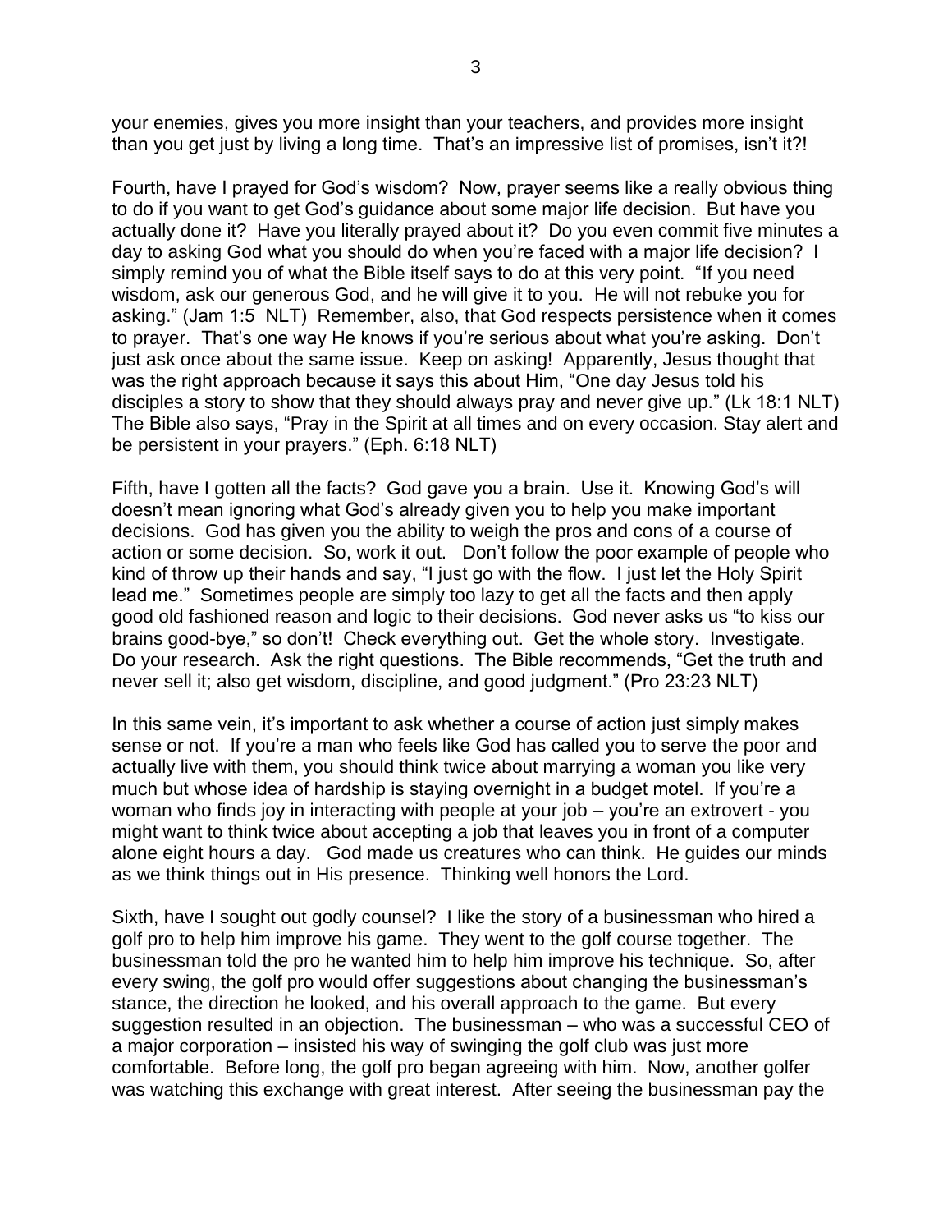your enemies, gives you more insight than your teachers, and provides more insight than you get just by living a long time. That's an impressive list of promises, isn't it?!

Fourth, have I prayed for God's wisdom? Now, prayer seems like a really obvious thing to do if you want to get God's guidance about some major life decision. But have you actually done it? Have you literally prayed about it? Do you even commit five minutes a day to asking God what you should do when you're faced with a major life decision? I simply remind you of what the Bible itself says to do at this very point. "If you need wisdom, ask our generous God, and he will give it to you. He will not rebuke you for asking." (Jam 1:5 NLT) Remember, also, that God respects persistence when it comes to prayer. That's one way He knows if you're serious about what you're asking. Don't just ask once about the same issue. Keep on asking! Apparently, Jesus thought that was the right approach because it says this about Him, "One day Jesus told his disciples a story to show that they should always pray and never give up." (Lk 18:1 NLT) The Bible also says, "Pray in the Spirit at all times and on every occasion. Stay alert and be persistent in your prayers." (Eph. 6:18 NLT)

Fifth, have I gotten all the facts? God gave you a brain. Use it. Knowing God's will doesn't mean ignoring what God's already given you to help you make important decisions. God has given you the ability to weigh the pros and cons of a course of action or some decision. So, work it out. Don't follow the poor example of people who kind of throw up their hands and say, "I just go with the flow. I just let the Holy Spirit lead me." Sometimes people are simply too lazy to get all the facts and then apply good old fashioned reason and logic to their decisions. God never asks us "to kiss our brains good-bye," so don't! Check everything out. Get the whole story. Investigate. Do your research. Ask the right questions. The Bible recommends, "Get the truth and never sell it; also get wisdom, discipline, and good judgment." (Pro 23:23 NLT)

In this same vein, it's important to ask whether a course of action just simply makes sense or not. If you're a man who feels like God has called you to serve the poor and actually live with them, you should think twice about marrying a woman you like very much but whose idea of hardship is staying overnight in a budget motel. If you're a woman who finds joy in interacting with people at your job – you're an extrovert - you might want to think twice about accepting a job that leaves you in front of a computer alone eight hours a day. God made us creatures who can think. He guides our minds as we think things out in His presence. Thinking well honors the Lord.

Sixth, have I sought out godly counsel? I like the story of a businessman who hired a golf pro to help him improve his game. They went to the golf course together. The businessman told the pro he wanted him to help him improve his technique. So, after every swing, the golf pro would offer suggestions about changing the businessman's stance, the direction he looked, and his overall approach to the game. But every suggestion resulted in an objection. The businessman – who was a successful CEO of a major corporation – insisted his way of swinging the golf club was just more comfortable. Before long, the golf pro began agreeing with him. Now, another golfer was watching this exchange with great interest. After seeing the businessman pay the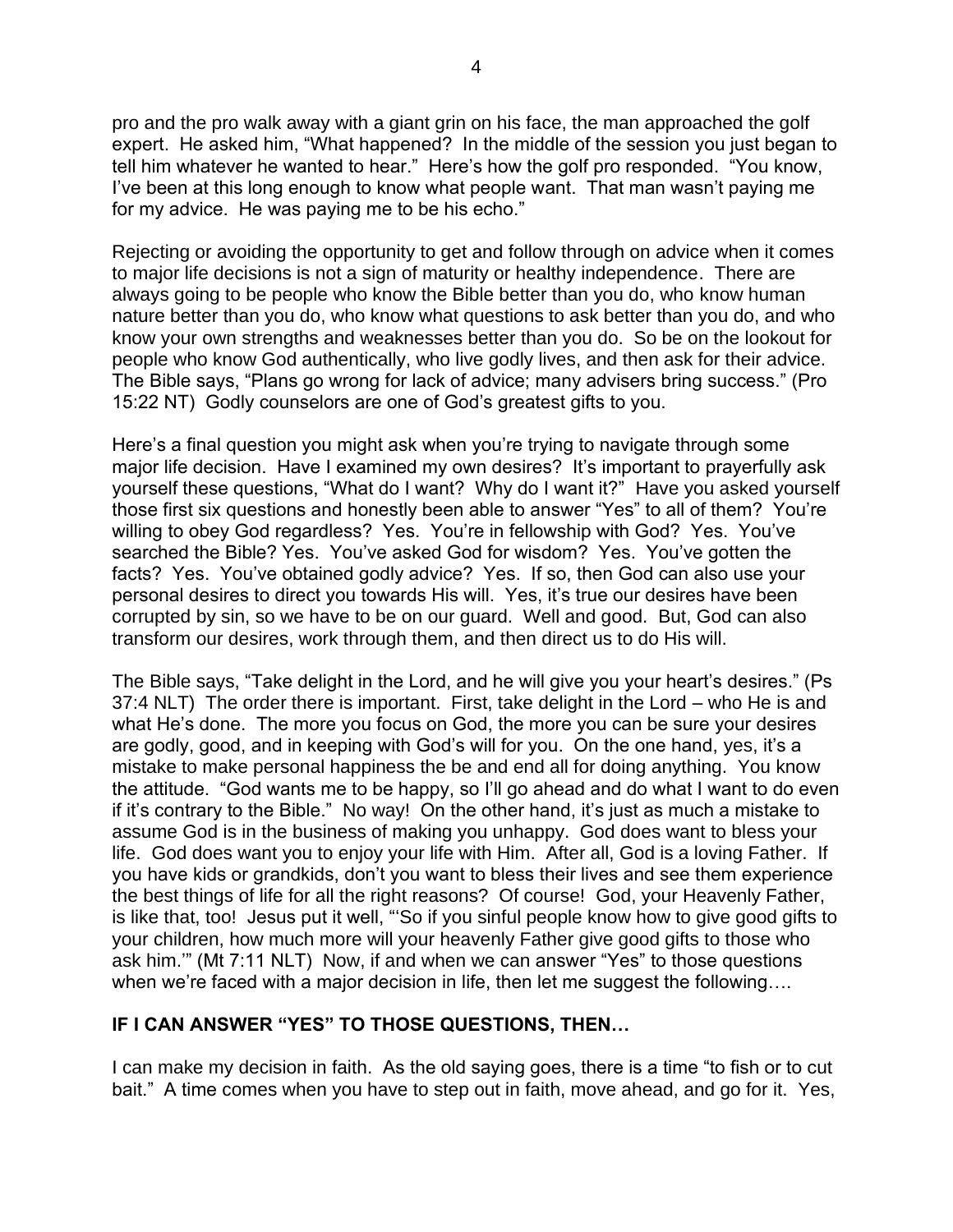pro and the pro walk away with a giant grin on his face, the man approached the golf expert. He asked him, "What happened? In the middle of the session you just began to tell him whatever he wanted to hear." Here's how the golf pro responded. "You know, I've been at this long enough to know what people want. That man wasn't paying me for my advice. He was paying me to be his echo."

Rejecting or avoiding the opportunity to get and follow through on advice when it comes to major life decisions is not a sign of maturity or healthy independence. There are always going to be people who know the Bible better than you do, who know human nature better than you do, who know what questions to ask better than you do, and who know your own strengths and weaknesses better than you do. So be on the lookout for people who know God authentically, who live godly lives, and then ask for their advice. The Bible says, "Plans go wrong for lack of advice; many advisers bring success." (Pro 15:22 NT) Godly counselors are one of God's greatest gifts to you.

Here's a final question you might ask when you're trying to navigate through some major life decision. Have I examined my own desires? It's important to prayerfully ask yourself these questions, "What do I want? Why do I want it?" Have you asked yourself those first six questions and honestly been able to answer "Yes" to all of them? You're willing to obey God regardless? Yes. You're in fellowship with God? Yes. You've searched the Bible? Yes. You've asked God for wisdom? Yes. You've gotten the facts? Yes. You've obtained godly advice? Yes. If so, then God can also use your personal desires to direct you towards His will. Yes, it's true our desires have been corrupted by sin, so we have to be on our guard. Well and good. But, God can also transform our desires, work through them, and then direct us to do His will.

The Bible says, "Take delight in the Lord, and he will give you your heart's desires." (Ps 37:4 NLT) The order there is important. First, take delight in the Lord – who He is and what He's done. The more you focus on God, the more you can be sure your desires are godly, good, and in keeping with God's will for you. On the one hand, yes, it's a mistake to make personal happiness the be and end all for doing anything. You know the attitude. "God wants me to be happy, so I'll go ahead and do what I want to do even if it's contrary to the Bible." No way! On the other hand, it's just as much a mistake to assume God is in the business of making you unhappy. God does want to bless your life. God does want you to enjoy your life with Him. After all, God is a loving Father. If you have kids or grandkids, don't you want to bless their lives and see them experience the best things of life for all the right reasons? Of course! God, your Heavenly Father, is like that, too! Jesus put it well, "'So if you sinful people know how to give good gifts to your children, how much more will your heavenly Father give good gifts to those who ask him.'" (Mt 7:11 NLT) Now, if and when we can answer "Yes" to those questions when we're faced with a major decision in life, then let me suggest the following….

**IF I CAN ANSWER "YES" TO THOSE QUESTIONS, THEN…**

I can make my decision in faith. As the old saying goes, there is a time "to fish or to cut bait." A time comes when you have to step out in faith, move ahead, and go for it. Yes,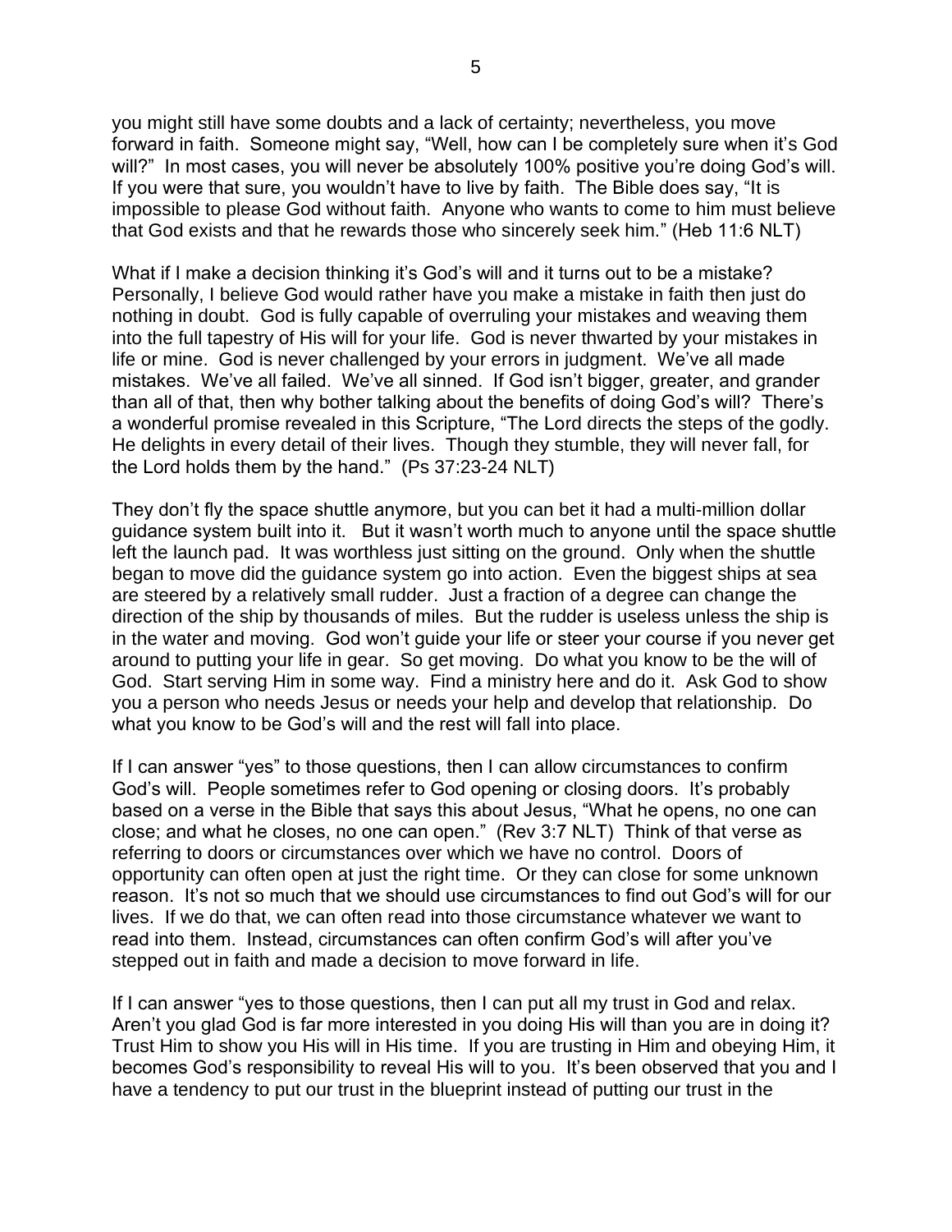you might still have some doubts and a lack of certainty; nevertheless, you move forward in faith. Someone might say, "Well, how can I be completely sure when it's God will?" In most cases, you will never be absolutely 100% positive you're doing God's will. If you were that sure, you wouldn't have to live by faith. The Bible does say, "It is impossible to please God without faith. Anyone who wants to come to him must believe that God exists and that he rewards those who sincerely seek him." (Heb 11:6 NLT)

What if I make a decision thinking it's God's will and it turns out to be a mistake? Personally, I believe God would rather have you make a mistake in faith then just do nothing in doubt. God is fully capable of overruling your mistakes and weaving them into the full tapestry of His will for your life. God is never thwarted by your mistakes in life or mine. God is never challenged by your errors in judgment. We've all made mistakes. We've all failed. We've all sinned. If God isn't bigger, greater, and grander than all of that, then why bother talking about the benefits of doing God's will? There's a wonderful promise revealed in this Scripture, "The Lord directs the steps of the godly. He delights in every detail of their lives. Though they stumble, they will never fall, for the Lord holds them by the hand." (Ps 37:23-24 NLT)

They don't fly the space shuttle anymore, but you can bet it had a multi-million dollar guidance system built into it. But it wasn't worth much to anyone until the space shuttle left the launch pad. It was worthless just sitting on the ground. Only when the shuttle began to move did the guidance system go into action. Even the biggest ships at sea are steered by a relatively small rudder. Just a fraction of a degree can change the direction of the ship by thousands of miles. But the rudder is useless unless the ship is in the water and moving. God won't guide your life or steer your course if you never get around to putting your life in gear. So get moving. Do what you know to be the will of God. Start serving Him in some way. Find a ministry here and do it. Ask God to show you a person who needs Jesus or needs your help and develop that relationship. Do what you know to be God's will and the rest will fall into place.

If I can answer "yes" to those questions, then I can allow circumstances to confirm God's will. People sometimes refer to God opening or closing doors. It's probably based on a verse in the Bible that says this about Jesus, "What he opens, no one can close; and what he closes, no one can open." (Rev 3:7 NLT) Think of that verse as referring to doors or circumstances over which we have no control. Doors of opportunity can often open at just the right time. Or they can close for some unknown reason. It's not so much that we should use circumstances to find out God's will for our lives. If we do that, we can often read into those circumstance whatever we want to read into them. Instead, circumstances can often confirm God's will after you've stepped out in faith and made a decision to move forward in life.

If I can answer "yes to those questions, then I can put all my trust in God and relax. Aren't you glad God is far more interested in you doing His will than you are in doing it? Trust Him to show you His will in His time. If you are trusting in Him and obeying Him, it becomes God's responsibility to reveal His will to you. It's been observed that you and I have a tendency to put our trust in the blueprint instead of putting our trust in the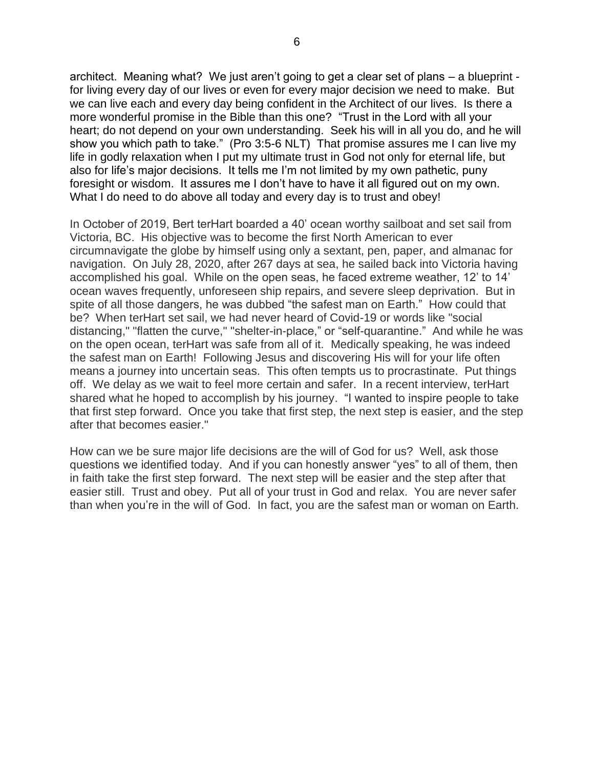architect. Meaning what? We just aren't going to get a clear set of plans – a blueprint - for living every day of our lives or even for every major decision we need to make. But we can live each and every day being confident in the Architect of our lives. Is there a more wonderful promise in the Bible than this one? "Trust in the Lord with all your heart; do not depend on your own understanding. Seek his will in all you do, and he will show you which path to take." (Pro 3:5-6 NLT) That promise assures me I can live my life in godly relaxation when I put my ultimate trust in God not only for eternal life, but also for life's major decisions. It tells me I'm not limited by my own pathetic, puny foresight or wisdom. It assures me I don't have to have it all figured out on my own. What I do need to do above all today and every day is to trust and obey!

In October of 2019, Bert terHart boarded a 40' ocean worthy sailboat and set sail from Victoria, BC. His objective was to become the first North American to ever circumnavigate the globe by himself using only a sextant, pen, paper, and almanac for navigation. On July 28, 2020, after 267 days at sea, he sailed back into Victoria having accomplished his goal. While on the open seas, he faced extreme weather, 12' to 14' ocean waves frequently, unforeseen ship repairs, and severe sleep deprivation. But in spite of all those dangers, he was dubbed "the safest man on Earth." How could that be? When terHart set sail, we had never heard of Covid-19 or words like "social distancing," "flatten the curve," "shelter-in-place," or "self-quarantine." And while he was on the open ocean, terHart was safe from all of it. Medically speaking, he was indeed the safest man on Earth! Following Jesus and discovering His will for your life often means a journey into uncertain seas. This often tempts us to procrastinate. Put things off. We delay as we wait to feel more certain and safer. In a recent interview, terHart shared what he hoped to accomplish by his journey. "I wanted to inspire people to take that first step forward. Once you take that first step, the next step is easier, and the step after that becomes easier."

How can we be sure major life decisions are the will of God for us? Well, ask those questions we identified today. And if you can honestly answer "yes" to all of them, then in faith take the first step forward. The next step will be easier and the step after that easier still. Trust and obey. Put all of your trust in God and relax. You are never safer than when you're in the will of God. In fact, you are the safest man or woman on Earth.